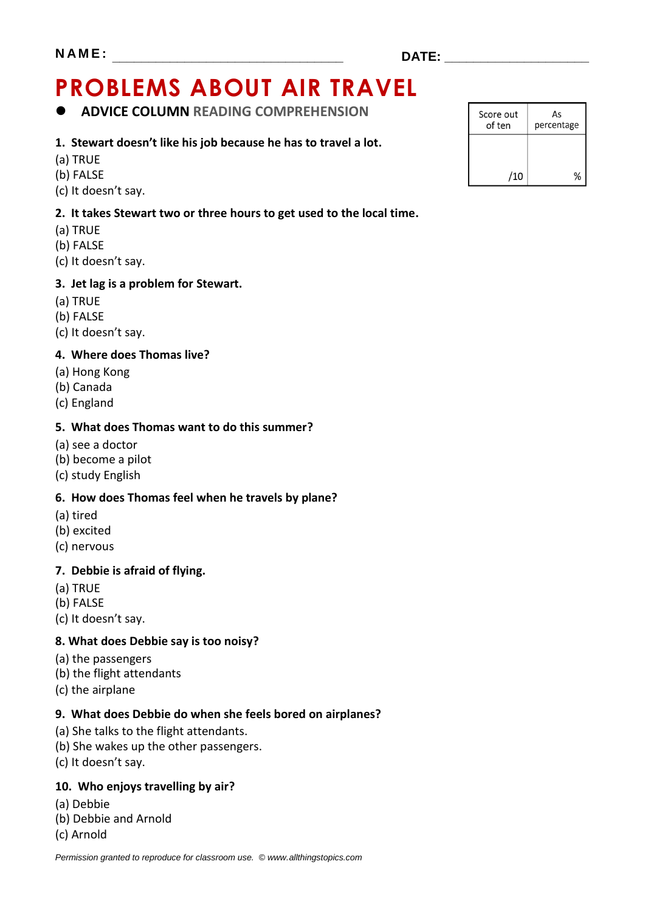NAME: ________________________________ DATE: ____________________

# PROBLEMS ABOUT AIR TRAVEL

- **ADVICE COLUMN** READING COMPREHENSION

| Score out of ten | As percentage |
|---|---|
| /10 | % |

**1. Stewart doesn't like his job because he has to travel a lot.**

(a) TRUE
(b) FALSE
(c) It doesn't say.

**2. It takes Stewart two or three hours to get used to the local time.**

(a) TRUE
(b) FALSE
(c) It doesn't say.

**3. Jet lag is a problem for Stewart.**

(a) TRUE
(b) FALSE
(c) It doesn't say.

**4. Where does Thomas live?**

(a) Hong Kong
(b) Canada
(c) England

**5. What does Thomas want to do this summer?**

(a) see a doctor
(b) become a pilot
(c) study English

**6. How does Thomas feel when he travels by plane?**

(a) tired
(b) excited
(c) nervous

**7. Debbie is afraid of flying.**

(a) TRUE
(b) FALSE
(c) It doesn't say.

**8. What does Debbie say is too noisy?**

(a) the passengers
(b) the flight attendants
(c) the airplane

**9. What does Debbie do when she feels bored on airplanes?**

(a) She talks to the flight attendants.
(b) She wakes up the other passengers.
(c) It doesn't say.

**10. Who enjoys travelling by air?**

(a) Debbie
(b) Debbie and Arnold
(c) Arnold

*Permission granted to reproduce for classroom use. © www.allthingstopics.com*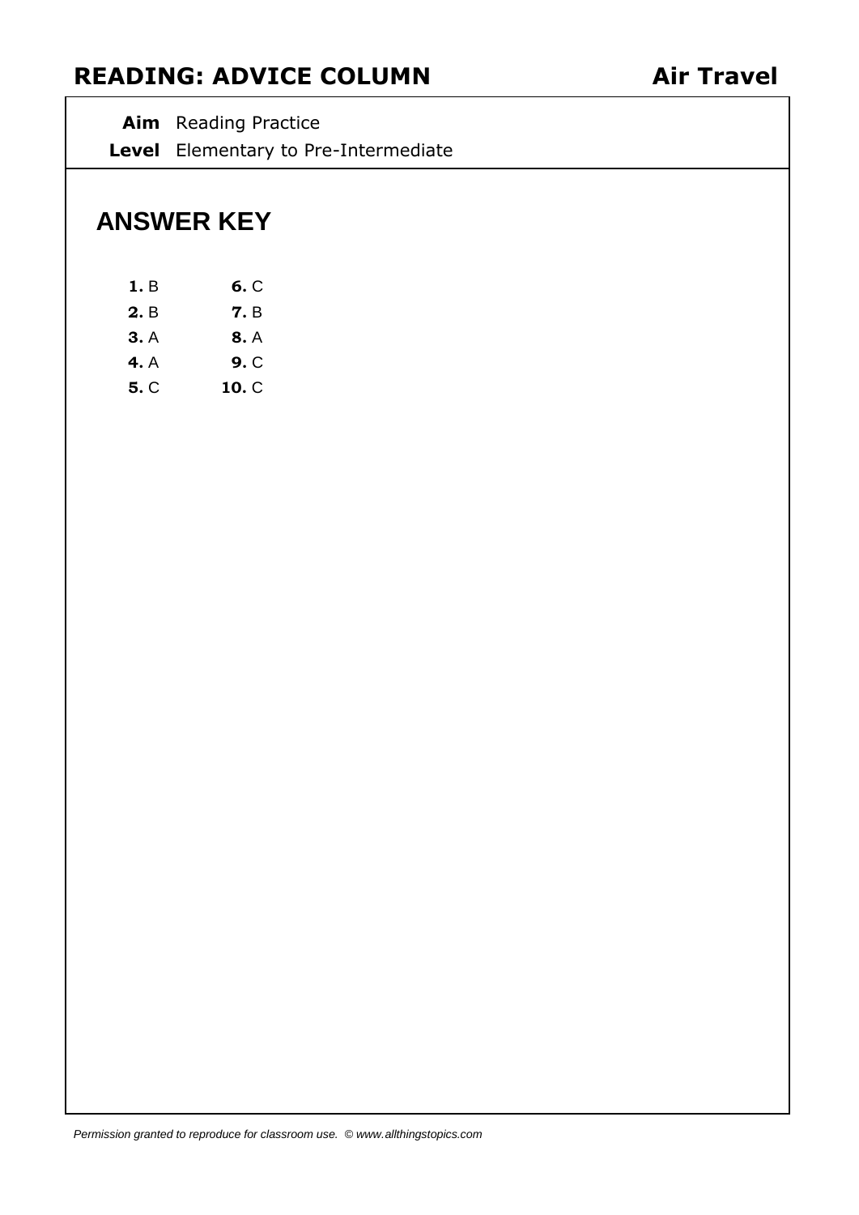## READING: ADVICE COLUMN — Air Travel

**Aim** Reading Practice
**Level** Elementary to Pre-Intermediate

# ANSWER KEY

| | |
|---|---|
| **1.** B | **6.** C |
| **2.** B | **7.** B |
| **3.** A | **8.** A |
| **4.** A | **9.** C |
| **5.** C | **10.** C |